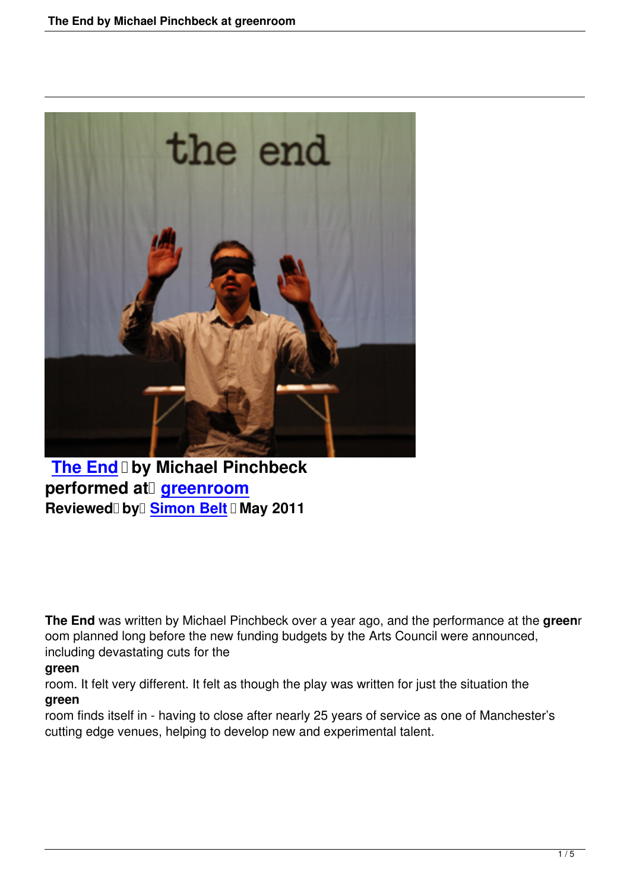**The End** by Michael Pinchbeck
**performed at greenroom**
**Reviewed by Simon Belt May 2011**

**The End** was written by Michael Pinchbeck over a year ago, and the performance at the **green**room planned long before the new funding budgets by the Arts Council were announced, including devastating cuts for the **green**room. It felt very different. It felt as though the play was written for just the situation the **green**room finds itself in - having to close after nearly 25 years of service as one of Manchester's cutting edge venues, helping to develop new and experimental talent.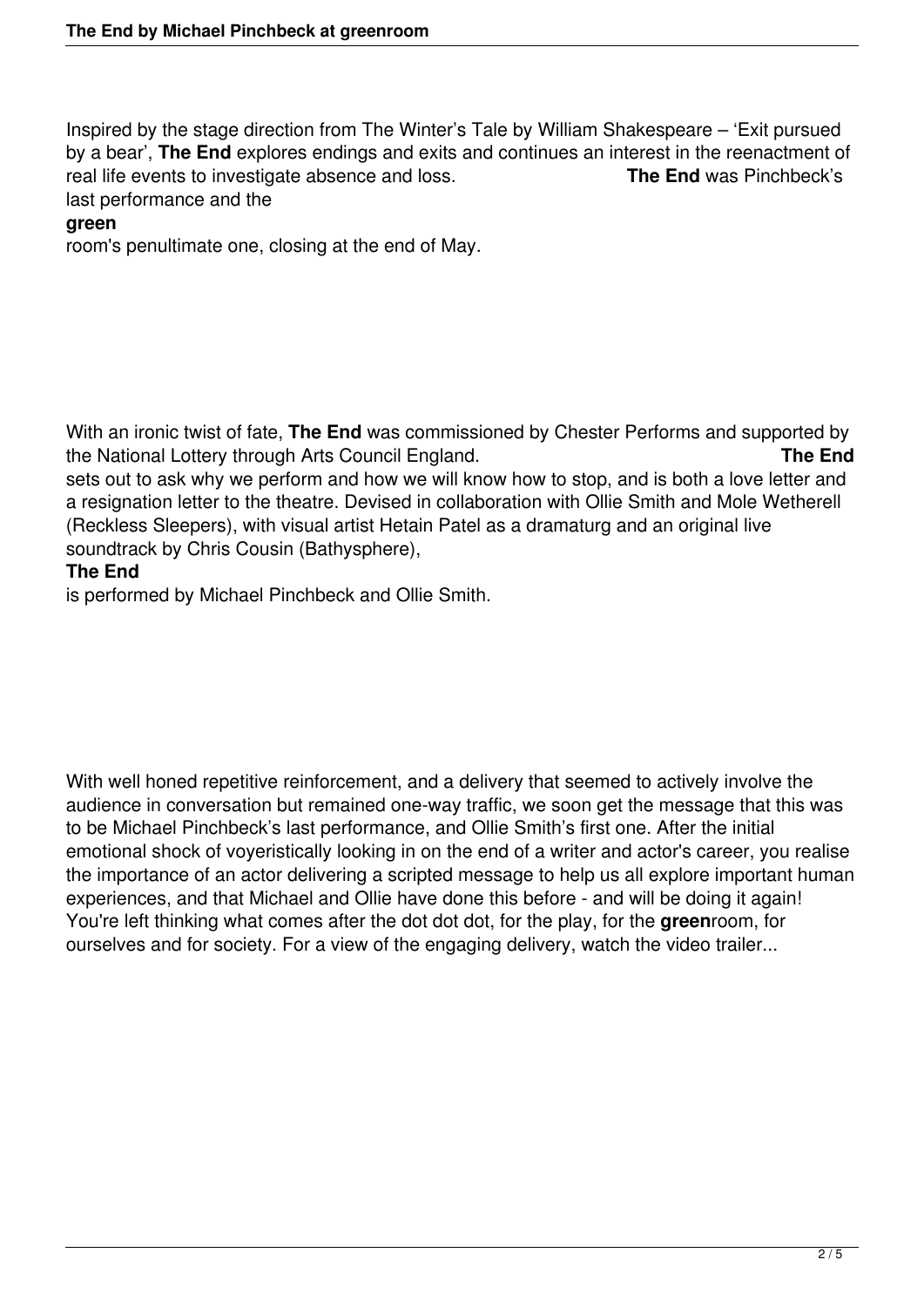Inspired by the stage direction from The Winter's Tale by William Shakespeare – 'Exit pursued by a bear', **The End** explores endings and exits and continues an interest in the reenactment of real life events to investigate absence and loss. **The End** was Pinchbeck's last performance and the **green**room's penultimate one, closing at the end of May.

With an ironic twist of fate, **The End** was commissioned by Chester Performs and supported by the National Lottery through Arts Council England. **The End** sets out to ask why we perform and how we will know how to stop, and is both a love letter and a resignation letter to the theatre. Devised in collaboration with Ollie Smith and Mole Wetherell (Reckless Sleepers), with visual artist Hetain Patel as a dramaturg and an original live soundtrack by Chris Cousin (Bathysphere), **The End** is performed by Michael Pinchbeck and Ollie Smith.

With well honed repetitive reinforcement, and a delivery that seemed to actively involve the audience in conversation but remained one-way traffic, we soon get the message that this was to be Michael Pinchbeck's last performance, and Ollie Smith's first one. After the initial emotional shock of voyeristically looking in on the end of a writer and actor's career, you realise the importance of an actor delivering a scripted message to help us all explore important human experiences, and that Michael and Ollie have done this before - and will be doing it again! You're left thinking what comes after the dot dot dot, for the play, for the **green**room, for ourselves and for society. For a view of the engaging delivery, watch the video trailer...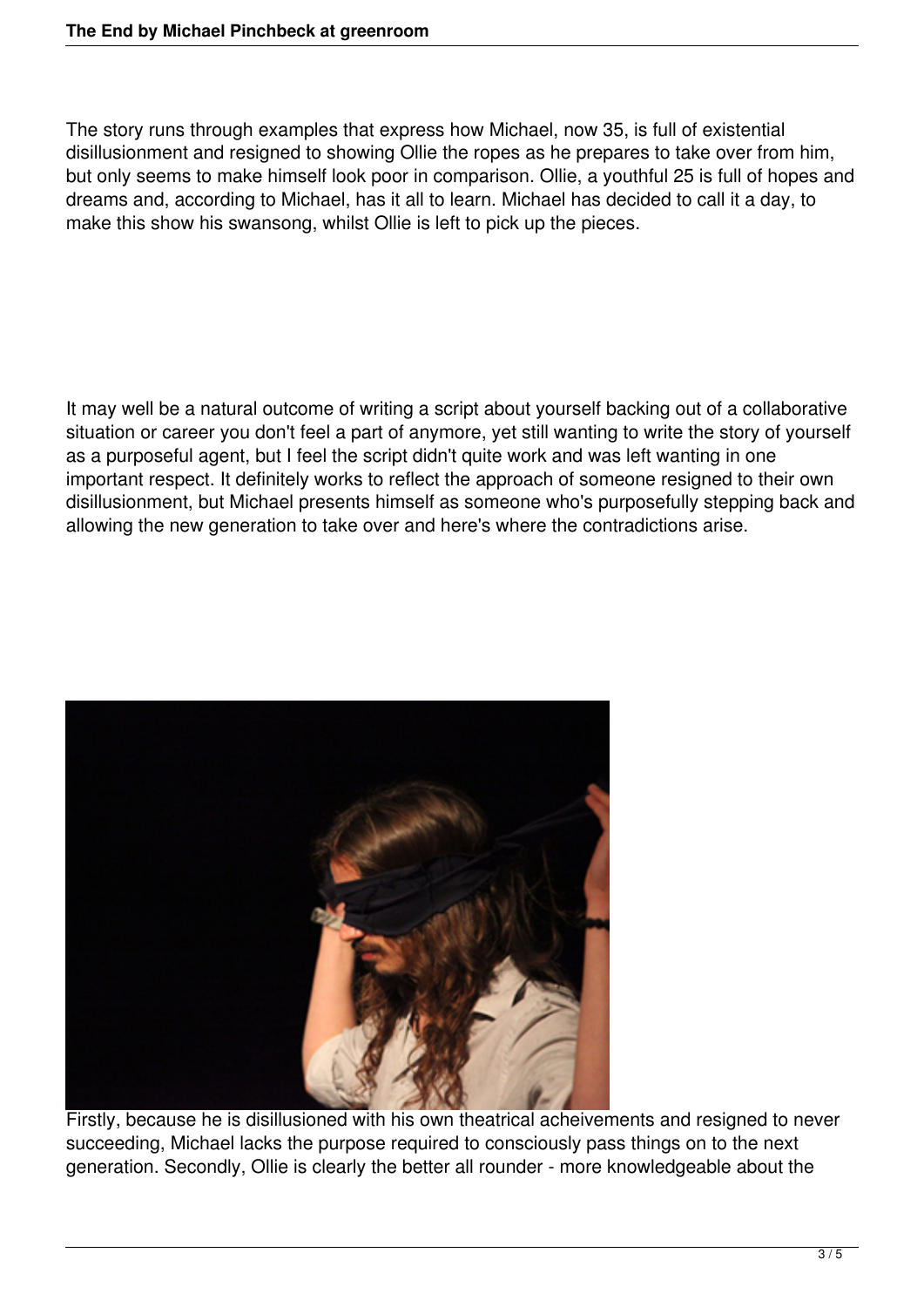The story runs through examples that express how Michael, now 35, is full of existential disillusionment and resigned to showing Ollie the ropes as he prepares to take over from him, but only seems to make himself look poor in comparison. Ollie, a youthful 25 is full of hopes and dreams and, according to Michael, has it all to learn. Michael has decided to call it a day, to make this show his swansong, whilst Ollie is left to pick up the pieces.

It may well be a natural outcome of writing a script about yourself backing out of a collaborative situation or career you don't feel a part of anymore, yet still wanting to write the story of yourself as a purposeful agent, but I feel the script didn't quite work and was left wanting in one important respect. It definitely works to reflect the approach of someone resigned to their own disillusionment, but Michael presents himself as someone who's purposefully stepping back and allowing the new generation to take over and here's where the contradictions arise.

Firstly, because he is disillusioned with his own theatrical acheivements and resigned to never succeeding, Michael lacks the purpose required to consciously pass things on to the next generation. Secondly, Ollie is clearly the better all rounder - more knowledgeable about the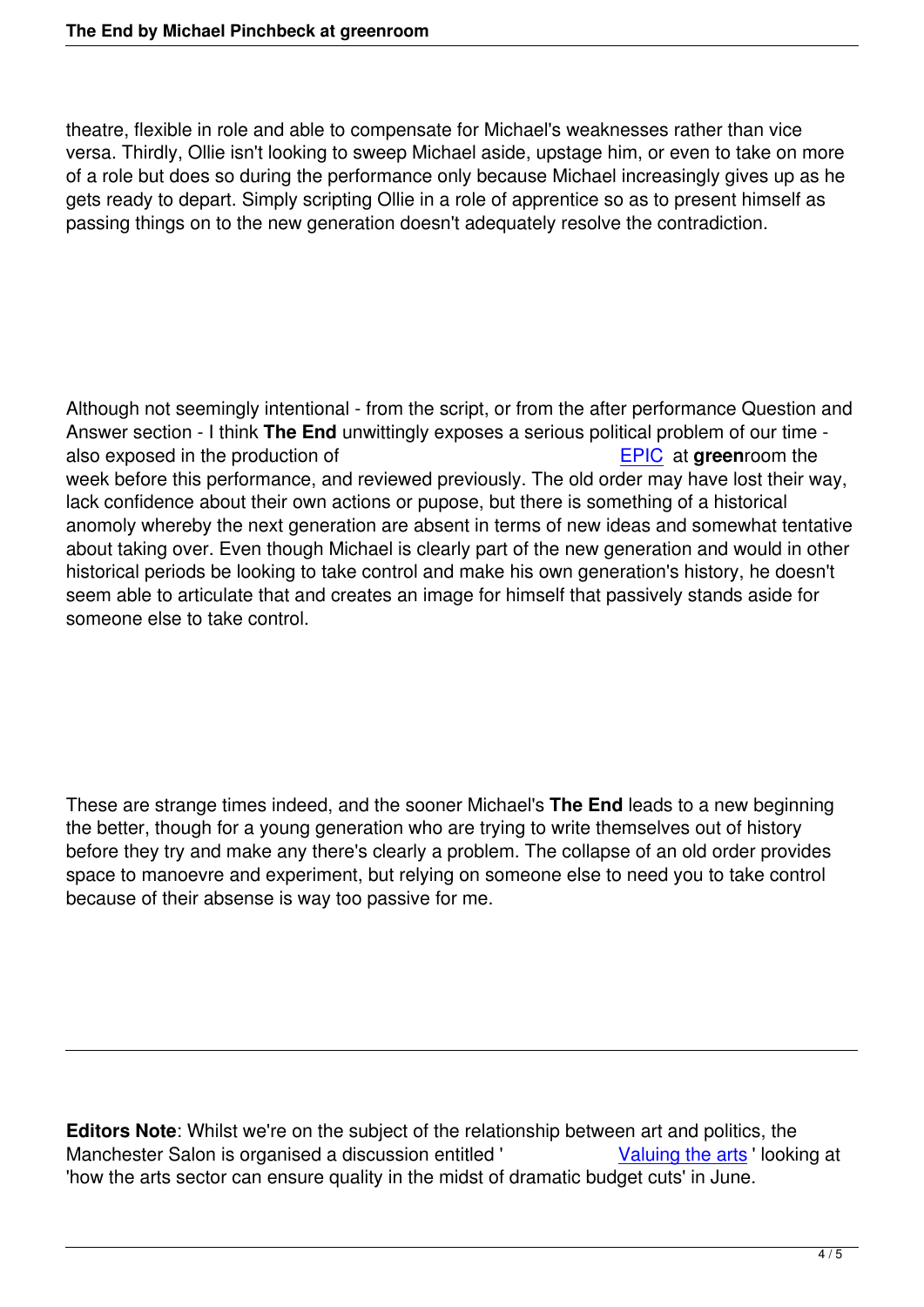theatre, flexible in role and able to compensate for Michael's weaknesses rather than vice versa. Thirdly, Ollie isn't looking to sweep Michael aside, upstage him, or even to take on more of a role but does so during the performance only because Michael increasingly gives up as he gets ready to depart. Simply scripting Ollie in a role of apprentice so as to present himself as passing things on to the new generation doesn't adequately resolve the contradiction.

Although not seemingly intentional - from the script, or from the after performance Question and Answer section - I think **The End** unwittingly exposes a serious political problem of our time - also exposed in the production of EPIC at **green**room the week before this performance, and reviewed previously. The old order may have lost their way, lack confidence about their own actions or pupose, but there is something of a historical anomoly whereby the next generation are absent in terms of new ideas and somewhat tentative about taking over. Even though Michael is clearly part of the new generation and would in other historical periods be looking to take control and make his own generation's history, he doesn't seem able to articulate that and creates an image for himself that passively stands aside for someone else to take control.

These are strange times indeed, and the sooner Michael's **The End** leads to a new beginning the better, though for a young generation who are trying to write themselves out of history before they try and make any there's clearly a problem. The collapse of an old order provides space to manoevre and experiment, but relying on someone else to need you to take control because of their absense is way too passive for me.

---

**Editors Note**: Whilst we're on the subject of the relationship between art and politics, the Manchester Salon is organised a discussion entitled ' Valuing the arts ' looking at 'how the arts sector can ensure quality in the midst of dramatic budget cuts' in June.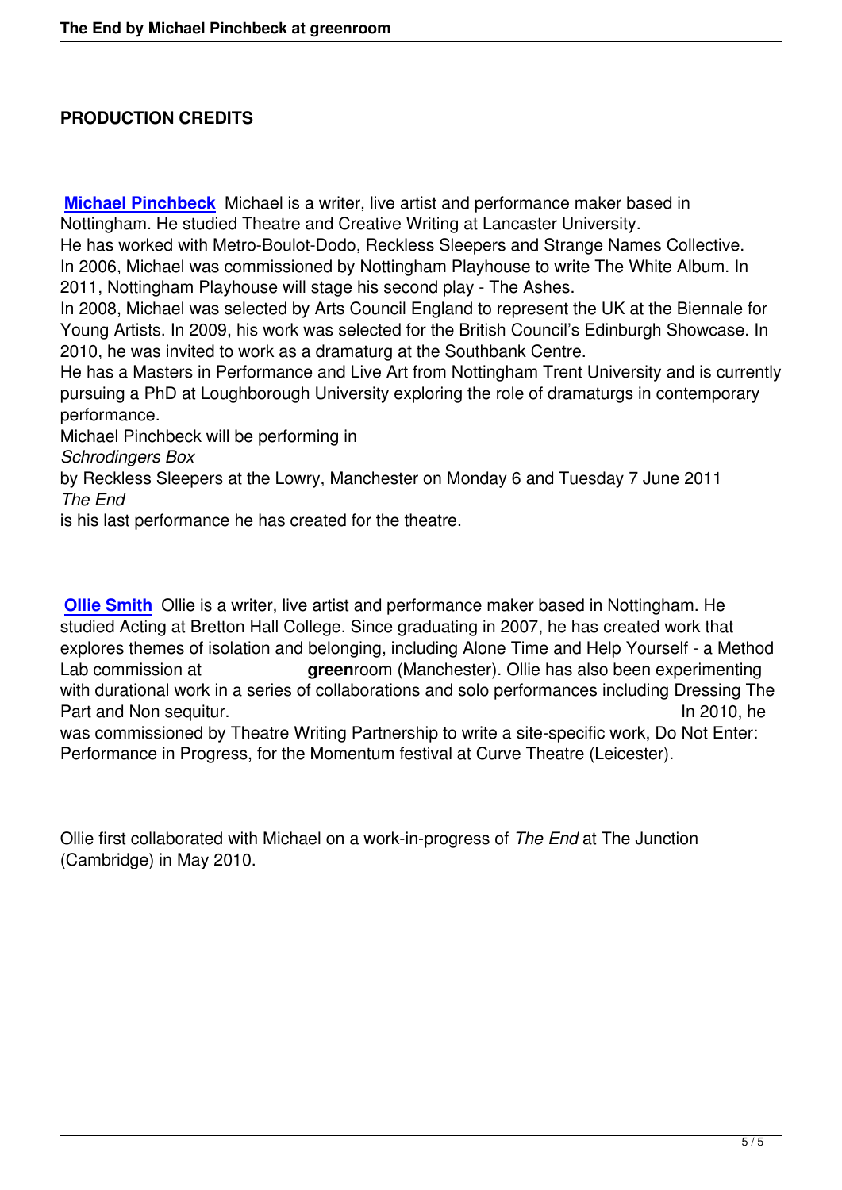## PRODUCTION CREDITS

**Michael Pinchbeck** Michael is a writer, live artist and performance maker based in Nottingham. He studied Theatre and Creative Writing at Lancaster University.
He has worked with Metro-Boulot-Dodo, Reckless Sleepers and Strange Names Collective.
In 2006, Michael was commissioned by Nottingham Playhouse to write The White Album. In 2011, Nottingham Playhouse will stage his second play - The Ashes.
In 2008, Michael was selected by Arts Council England to represent the UK at the Biennale for Young Artists. In 2009, his work was selected for the British Council's Edinburgh Showcase. In 2010, he was invited to work as a dramaturg at the Southbank Centre.
He has a Masters in Performance and Live Art from Nottingham Trent University and is currently pursuing a PhD at Loughborough University exploring the role of dramaturgs in contemporary performance.
Michael Pinchbeck will be performing in *Schrodingers Box* by Reckless Sleepers at the Lowry, Manchester on Monday 6 and Tuesday 7 June 2011
*The End* is his last performance he has created for the theatre.

**Ollie Smith** Ollie is a writer, live artist and performance maker based in Nottingham. He studied Acting at Bretton Hall College. Since graduating in 2007, he has created work that explores themes of isolation and belonging, including Alone Time and Help Yourself - a Method Lab commission at **green**room (Manchester). Ollie has also been experimenting with durational work in a series of collaborations and solo performances including Dressing The Part and Non sequitur. In 2010, he was commissioned by Theatre Writing Partnership to write a site-specific work, Do Not Enter: Performance in Progress, for the Momentum festival at Curve Theatre (Leicester).

Ollie first collaborated with Michael on a work-in-progress of *The End* at The Junction (Cambridge) in May 2010.